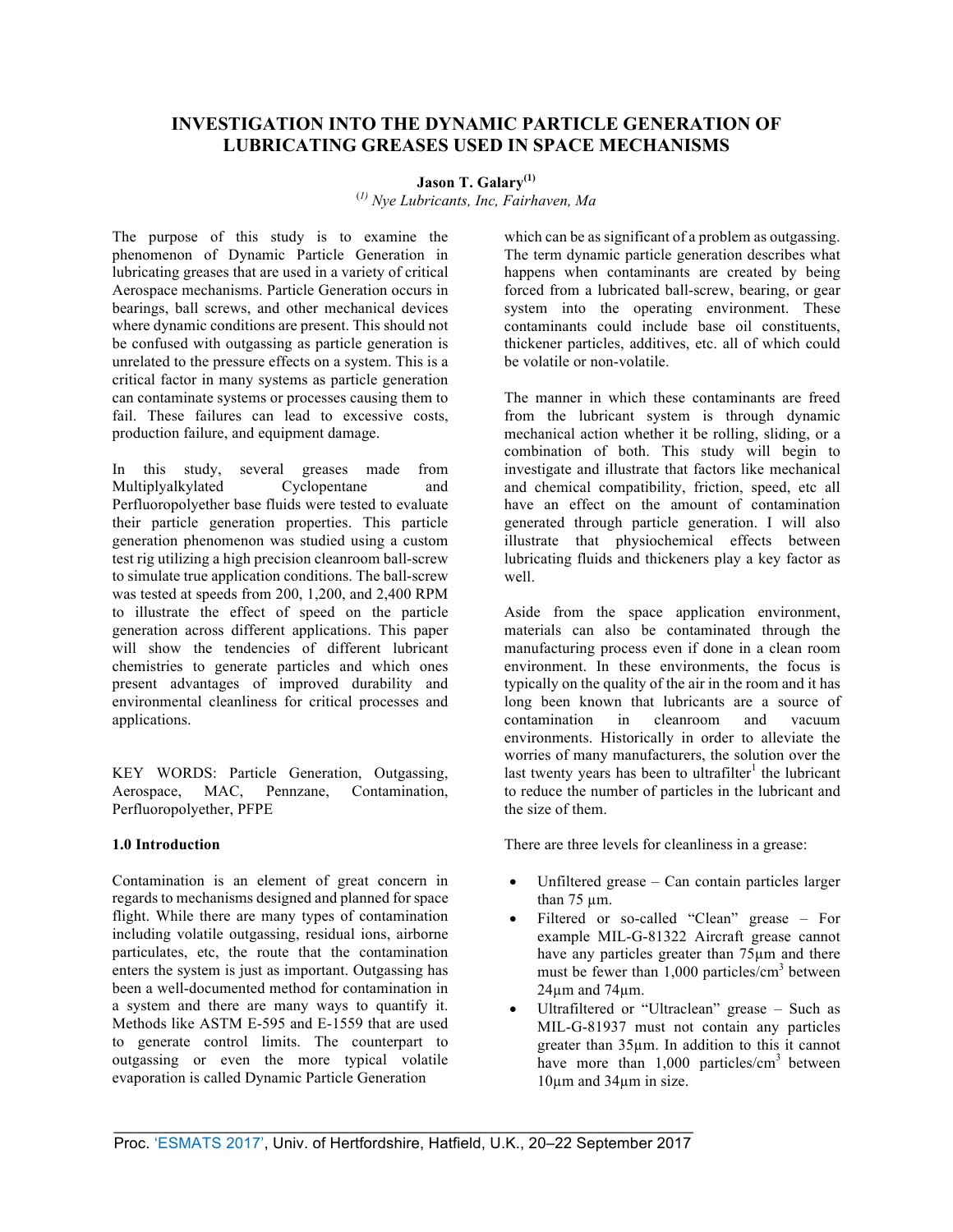# INVESTIGATION INTO THE DYNAMIC PARTICLE GENERATION OF LUBRICATING GREASES USED IN SPACE MECHANISMS

**Jason T. Galary[1]**

[1] *Nye Lubricants, Inc, Fairhaven, Ma*

The purpose of this study is to examine the phenomenon of Dynamic Particle Generation in lubricating greases that are used in a variety of critical Aerospace mechanisms. Particle Generation occurs in bearings, ball screws, and other mechanical devices where dynamic conditions are present. This should not be confused with outgassing as particle generation is unrelated to the pressure effects on a system. This is a critical factor in many systems as particle generation can contaminate systems or processes causing them to fail. These failures can lead to excessive costs, production failure, and equipment damage.

In this study, several greases made from Multiplyalkylated Cyclopentane and Perfluoropolyether base fluids were tested to evaluate their particle generation properties. This particle generation phenomenon was studied using a custom test rig utilizing a high precision cleanroom ball-screw to simulate true application conditions. The ball-screw was tested at speeds from 200, 1,200, and 2,400 RPM to illustrate the effect of speed on the particle generation across different applications. This paper will show the tendencies of different lubricant chemistries to generate particles and which ones present advantages of improved durability and environmental cleanliness for critical processes and applications.

KEY WORDS: Particle Generation, Outgassing, Aerospace, MAC, Pennzane, Contamination, Perfluoropolyether, PFPE

## 1.0 Introduction

Contamination is an element of great concern in regards to mechanisms designed and planned for space flight. While there are many types of contamination including volatile outgassing, residual ions, airborne particulates, etc, the route that the contamination enters the system is just as important. Outgassing has been a well-documented method for contamination in a system and there are many ways to quantify it. Methods like ASTM E-595 and E-1559 that are used to generate control limits. The counterpart to outgassing or even the more typical volatile evaporation is called Dynamic Particle Generation which can be as significant of a problem as outgassing. The term dynamic particle generation describes what happens when contaminants are created by being forced from a lubricated ball-screw, bearing, or gear system into the operating environment. These contaminants could include base oil constituents, thickener particles, additives, etc. all of which could be volatile or non-volatile.

The manner in which these contaminants are freed from the lubricant system is through dynamic mechanical action whether it be rolling, sliding, or a combination of both. This study will begin to investigate and illustrate that factors like mechanical and chemical compatibility, friction, speed, etc all have an effect on the amount of contamination generated through particle generation. I will also illustrate that physiochemical effects between lubricating fluids and thickeners play a key factor as well.

Aside from the space application environment, materials can also be contaminated through the manufacturing process even if done in a clean room environment. In these environments, the focus is typically on the quality of the air in the room and it has long been known that lubricants are a source of contamination in cleanroom and vacuum environments. Historically in order to alleviate the worries of many manufacturers, the solution over the last twenty years has been to ultrafilter[1] the lubricant to reduce the number of particles in the lubricant and the size of them.

There are three levels for cleanliness in a grease:

- Unfiltered grease – Can contain particles larger than 75 µm.
- Filtered or so-called "Clean" grease – For example MIL-G-81322 Aircraft grease cannot have any particles greater than 75µm and there must be fewer than 1,000 particles/cm$^3$ between 24µm and 74µm.
- Ultrafiltered or "Ultraclean" grease – Such as MIL-G-81937 must not contain any particles greater than 35µm. In addition to this it cannot have more than 1,000 particles/cm$^3$ between 10µm and 34µm in size.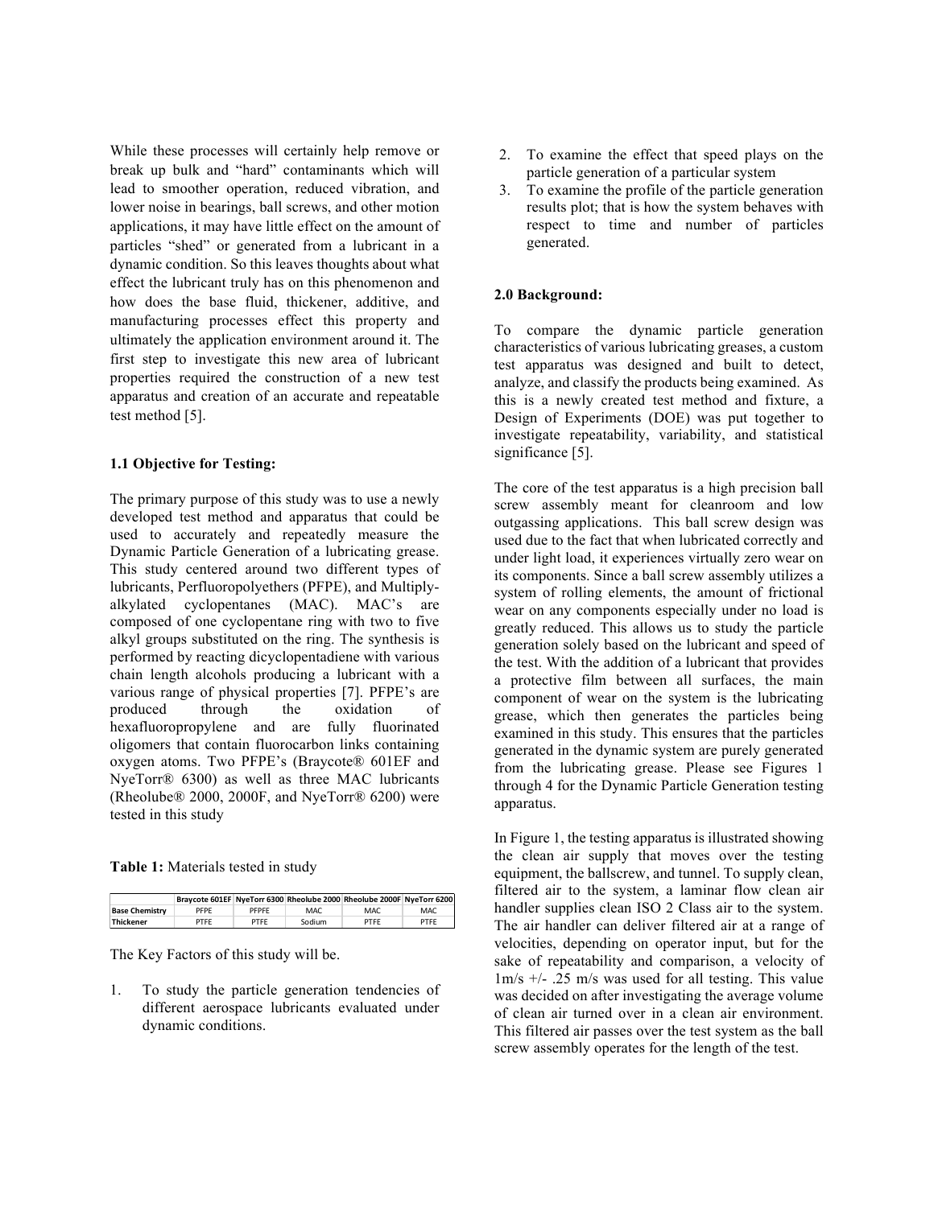While these processes will certainly help remove or break up bulk and "hard" contaminants which will lead to smoother operation, reduced vibration, and lower noise in bearings, ball screws, and other motion applications, it may have little effect on the amount of particles "shed" or generated from a lubricant in a dynamic condition. So this leaves thoughts about what effect the lubricant truly has on this phenomenon and how does the base fluid, thickener, additive, and manufacturing processes effect this property and ultimately the application environment around it. The first step to investigate this new area of lubricant properties required the construction of a new test apparatus and creation of an accurate and repeatable test method [5].

### 1.1 Objective for Testing:

The primary purpose of this study was to use a newly developed test method and apparatus that could be used to accurately and repeatedly measure the Dynamic Particle Generation of a lubricating grease. This study centered around two different types of lubricants, Perfluoropolyethers (PFPE), and Multiply-alkylated cyclopentanes (MAC). MAC's are composed of one cyclopentane ring with two to five alkyl groups substituted on the ring. The synthesis is performed by reacting dicyclopentadiene with various chain length alcohols producing a lubricant with a various range of physical properties [7]. PFPE's are produced through the oxidation of hexafluoropropylene and are fully fluorinated oligomers that contain fluorocarbon links containing oxygen atoms. Two PFPE's (Braycote® 601EF and NyeTorr® 6300) as well as three MAC lubricants (Rheolube® 2000, 2000F, and NyeTorr® 6200) were tested in this study

**Table 1:** Materials tested in study

| | Braycote 601EF | NyeTorr 6300 | Rheolube 2000 | Rheolube 2000F | NyeTorr 6200 |
|---|---|---|---|---|---|
| **Base Chemistry** | PFPE | PFPE | MAC | MAC | MAC |
| **Thickener** | PTFE | PTFE | Sodium | PTFE | PTFE |

The Key Factors of this study will be.

1. To study the particle generation tendencies of different aerospace lubricants evaluated under dynamic conditions.
2. To examine the effect that speed plays on the particle generation of a particular system
3. To examine the profile of the particle generation results plot; that is how the system behaves with respect to time and number of particles generated.

### 2.0 Background:

To compare the dynamic particle generation characteristics of various lubricating greases, a custom test apparatus was designed and built to detect, analyze, and classify the products being examined. As this is a newly created test method and fixture, a Design of Experiments (DOE) was put together to investigate repeatability, variability, and statistical significance [5].

The core of the test apparatus is a high precision ball screw assembly meant for cleanroom and low outgassing applications. This ball screw design was used due to the fact that when lubricated correctly and under light load, it experiences virtually zero wear on its components. Since a ball screw assembly utilizes a system of rolling elements, the amount of frictional wear on any components especially under no load is greatly reduced. This allows us to study the particle generation solely based on the lubricant and speed of the test. With the addition of a lubricant that provides a protective film between all surfaces, the main component of wear on the system is the lubricating grease, which then generates the particles being examined in this study. This ensures that the particles generated in the dynamic system are purely generated from the lubricating grease. Please see Figures 1 through 4 for the Dynamic Particle Generation testing apparatus.

In Figure 1, the testing apparatus is illustrated showing the clean air supply that moves over the testing equipment, the ballscrew, and tunnel. To supply clean, filtered air to the system, a laminar flow clean air handler supplies clean ISO 2 Class air to the system. The air handler can deliver filtered air at a range of velocities, depending on operator input, but for the sake of repeatability and comparison, a velocity of 1m/s +/- .25 m/s was used for all testing. This value was decided on after investigating the average volume of clean air turned over in a clean air environment. This filtered air passes over the test system as the ball screw assembly operates for the length of the test.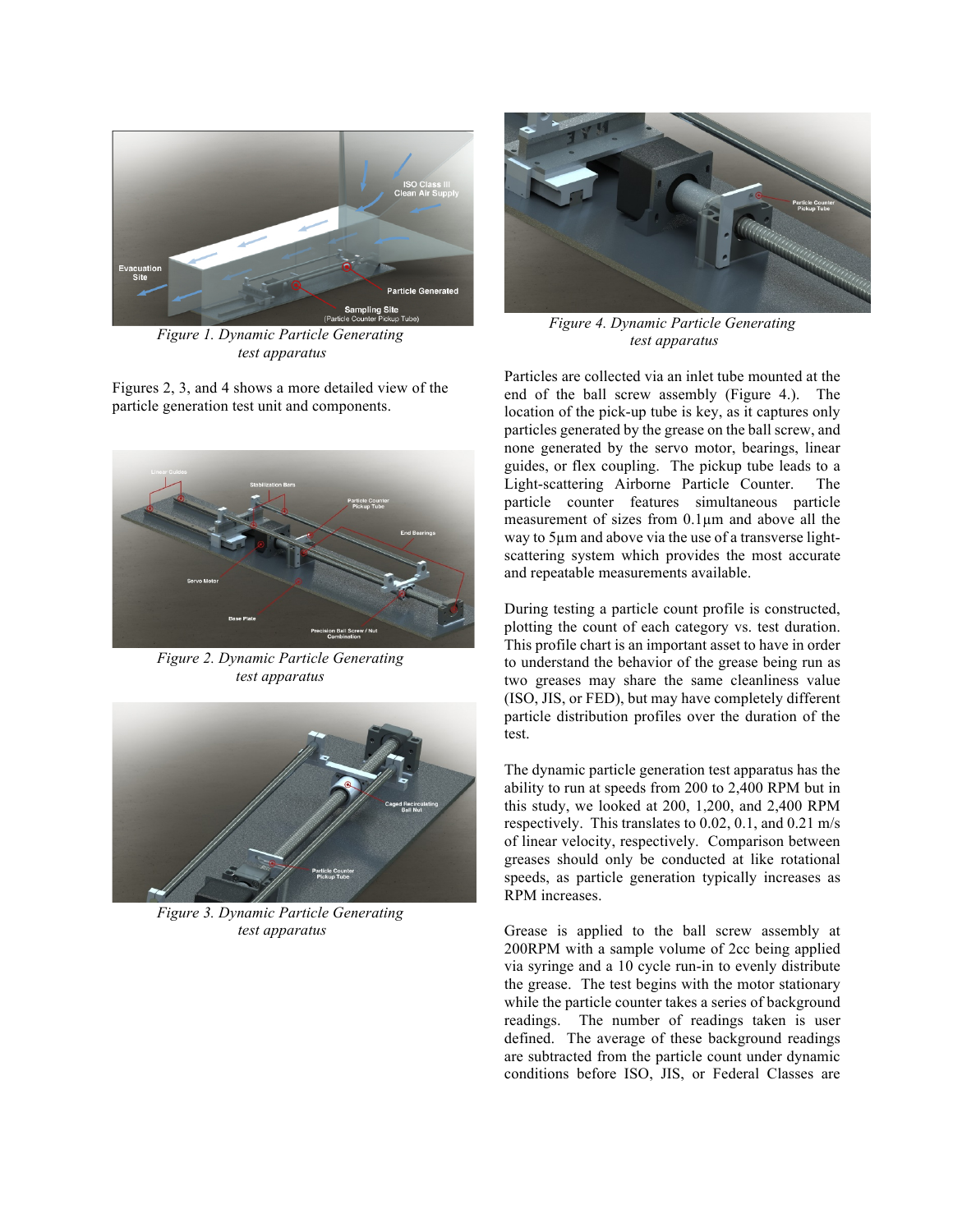Figure 1. Dynamic Particle Generating test apparatus

Figures 2, 3, and 4 shows a more detailed view of the particle generation test unit and components.

Figure 2. Dynamic Particle Generating test apparatus

Figure 3. Dynamic Particle Generating test apparatus

Figure 4. Dynamic Particle Generating test apparatus

Particles are collected via an inlet tube mounted at the end of the ball screw assembly (Figure 4.). The location of the pick-up tube is key, as it captures only particles generated by the grease on the ball screw, and none generated by the servo motor, bearings, linear guides, or flex coupling. The pickup tube leads to a Light-scattering Airborne Particle Counter. The particle counter features simultaneous particle measurement of sizes from 0.1µm and above all the way to 5µm and above via the use of a transverse light-scattering system which provides the most accurate and repeatable measurements available.

During testing a particle count profile is constructed, plotting the count of each category vs. test duration. This profile chart is an important asset to have in order to understand the behavior of the grease being run as two greases may share the same cleanliness value (ISO, JIS, or FED), but may have completely different particle distribution profiles over the duration of the test.

The dynamic particle generation test apparatus has the ability to run at speeds from 200 to 2,400 RPM but in this study, we looked at 200, 1,200, and 2,400 RPM respectively. This translates to 0.02, 0.1, and 0.21 m/s of linear velocity, respectively. Comparison between greases should only be conducted at like rotational speeds, as particle generation typically increases as RPM increases.

Grease is applied to the ball screw assembly at 200RPM with a sample volume of 2cc being applied via syringe and a 10 cycle run-in to evenly distribute the grease. The test begins with the motor stationary while the particle counter takes a series of background readings. The number of readings taken is user defined. The average of these background readings are subtracted from the particle count under dynamic conditions before ISO, JIS, or Federal Classes are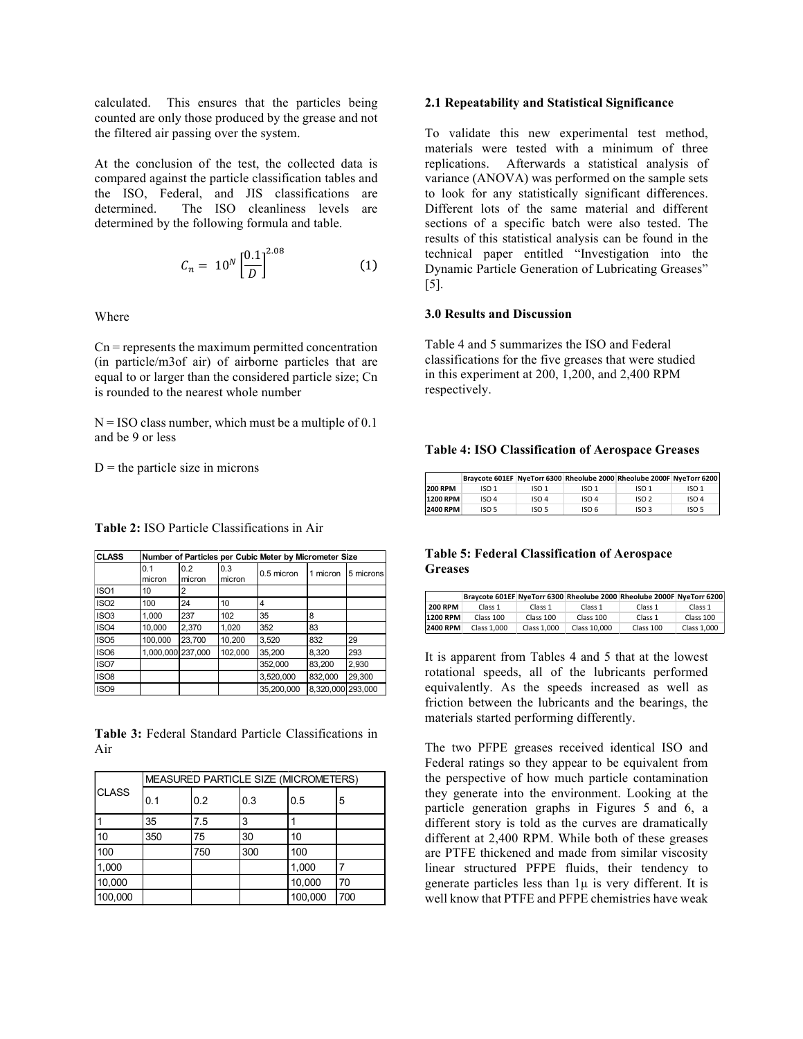calculated. This ensures that the particles being counted are only those produced by the grease and not the filtered air passing over the system.

At the conclusion of the test, the collected data is compared against the particle classification tables and the ISO, Federal, and JIS classifications are determined. The ISO cleanliness levels are determined by the following formula and table.

$$C_n = 10^N \left[\frac{0.1}{D}\right]^{2.08} \quad (1)$$

Where

Cn = represents the maximum permitted concentration (in particle/m3of air) of airborne particles that are equal to or larger than the considered particle size; Cn is rounded to the nearest whole number

N = ISO class number, which must be a multiple of 0.1 and be 9 or less

D = the particle size in microns

**Table 2:** ISO Particle Classifications in Air

| CLASS | Number of Particles per Cubic Meter by Micrometer Size | | | | | |
|---|---|---|---|---|---|---|
| | 0.1 micron | 0.2 micron | 0.3 micron | 0.5 micron | 1 micron | 5 microns |
| ISO1 | 10 | 2 | | | | |
| ISO2 | 100 | 24 | 10 | 4 | | |
| ISO3 | 1,000 | 237 | 102 | 35 | 8 | |
| ISO4 | 10,000 | 2,370 | 1,020 | 352 | 83 | |
| ISO5 | 100,000 | 23,700 | 10,200 | 3,520 | 832 | 29 |
| ISO6 | 1,000,000 | 237,000 | 102,000 | 35,200 | 8,320 | 293 |
| ISO7 | | | | 352,000 | 83,200 | 2,930 |
| ISO8 | | | | 3,520,000 | 832,000 | 29,300 |
| ISO9 | | | | 35,200,000 | 8,320,000 | 293,000 |

**Table 3:** Federal Standard Particle Classifications in Air

| CLASS | MEASURED PARTICLE SIZE (MICROMETERS) | | | | |
|---|---|---|---|---|---|
| | 0.1 | 0.2 | 0.3 | 0.5 | 5 |
| 1 | 35 | 7.5 | 3 | 1 | |
| 10 | 350 | 75 | 30 | 10 | |
| 100 | | 750 | 300 | 100 | |
| 1,000 | | | | 1,000 | 7 |
| 10,000 | | | | 10,000 | 70 |
| 100,000 | | | | 100,000 | 700 |

**2.1 Repeatability and Statistical Significance**

To validate this new experimental test method, materials were tested with a minimum of three replications. Afterwards a statistical analysis of variance (ANOVA) was performed on the sample sets to look for any statistically significant differences. Different lots of the same material and different sections of a specific batch were also tested. The results of this statistical analysis can be found in the technical paper entitled "Investigation into the Dynamic Particle Generation of Lubricating Greases" [5].

**3.0 Results and Discussion**

Table 4 and 5 summarizes the ISO and Federal classifications for the five greases that were studied in this experiment at 200, 1,200, and 2,400 RPM respectively.

**Table 4: ISO Classification of Aerospace Greases**

| | Braycote 601EF | NyeTorr 6300 | Rheolube 2000 | Rheolube 2000F | NyeTorr 6200 |
|---|---|---|---|---|---|
| 200 RPM | ISO 1 | ISO 1 | ISO 1 | ISO 1 | ISO 1 |
| 1200 RPM | ISO 4 | ISO 4 | ISO 4 | ISO 2 | ISO 4 |
| 2400 RPM | ISO 5 | ISO 5 | ISO 6 | ISO 3 | ISO 5 |

**Table 5: Federal Classification of Aerospace Greases**

| | Braycote 601EF | NyeTorr 6300 | Rheolube 2000 | Rheolube 2000F | NyeTorr 6200 |
|---|---|---|---|---|---|
| 200 RPM | Class 1 | Class 1 | Class 1 | Class 1 | Class 1 |
| 1200 RPM | Class 100 | Class 100 | Class 100 | Class 1 | Class 100 |
| 2400 RPM | Class 1,000 | Class 1,000 | Class 10,000 | Class 100 | Class 1,000 |

It is apparent from Tables 4 and 5 that at the lowest rotational speeds, all of the lubricants performed equivalently. As the speeds increased as well as friction between the lubricants and the bearings, the materials started performing differently.

The two PFPE greases received identical ISO and Federal ratings so they appear to be equivalent from the perspective of how much particle contamination they generate into the environment. Looking at the particle generation graphs in Figures 5 and 6, a different story is told as the curves are dramatically different at 2,400 RPM. While both of these greases are PTFE thickened and made from similar viscosity linear structured PFPE fluids, their tendency to generate particles less than 1μ is very different. It is well know that PTFE and PFPE chemistries have weak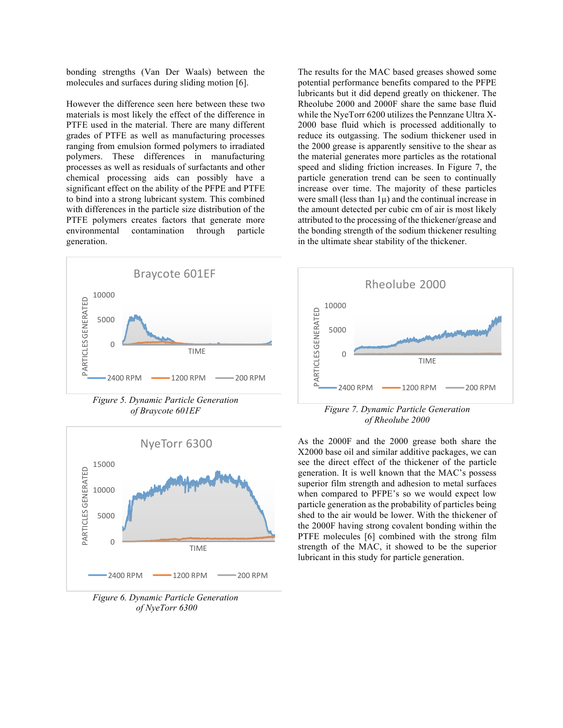bonding strengths (Van Der Waals) between the molecules and surfaces during sliding motion [6].

However the difference seen here between these two materials is most likely the effect of the difference in PTFE used in the material. There are many different grades of PTFE as well as manufacturing processes ranging from emulsion formed polymers to irradiated polymers. These differences in manufacturing processes as well as residuals of surfactants and other chemical processing aids can possibly have a significant effect on the ability of the PFPE and PTFE to bind into a strong lubricant system. This combined with differences in the particle size distribution of the PTFE polymers creates factors that generate more environmental contamination through particle generation.

*Figure 5. Dynamic Particle Generation of Braycote 601EF*

*Figure 6. Dynamic Particle Generation of NyeTorr 6300*

The results for the MAC based greases showed some potential performance benefits compared to the PFPE lubricants but it did depend greatly on thickener. The Rheolube 2000 and 2000F share the same base fluid while the NyeTorr 6200 utilizes the Pennzane Ultra X-2000 base fluid which is processed additionally to reduce its outgassing. The sodium thickener used in the 2000 grease is apparently sensitive to the shear as the material generates more particles as the rotational speed and sliding friction increases. In Figure 7, the particle generation trend can be seen to continually increase over time. The majority of these particles were small (less than 1μ) and the continual increase in the amount detected per cubic cm of air is most likely attributed to the processing of the thickener/grease and the bonding strength of the sodium thickener resulting in the ultimate shear stability of the thickener.

*Figure 7. Dynamic Particle Generation of Rheolube 2000*

As the 2000F and the 2000 grease both share the X2000 base oil and similar additive packages, we can see the direct effect of the thickener of the particle generation. It is well known that the MAC's possess superior film strength and adhesion to metal surfaces when compared to PFPE's so we would expect low particle generation as the probability of particles being shed to the air would be lower. With the thickener of the 2000F having strong covalent bonding within the PTFE molecules [6] combined with the strong film strength of the MAC, it showed to be the superior lubricant in this study for particle generation.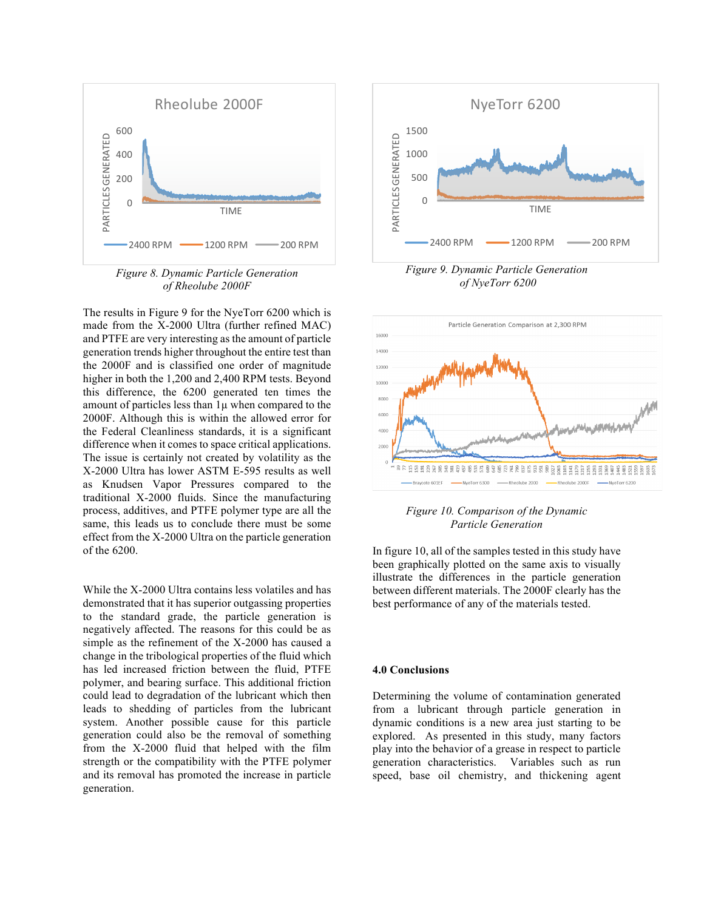*Figure 8. Dynamic Particle Generation of Rheolube 2000F*

*Figure 9. Dynamic Particle Generation of NyeTorr 6200*

The results in Figure 9 for the NyeTorr 6200 which is made from the X-2000 Ultra (further refined MAC) and PTFE are very interesting as the amount of particle generation trends higher throughout the entire test than the 2000F and is classified one order of magnitude higher in both the 1,200 and 2,400 RPM tests. Beyond this difference, the 6200 generated ten times the amount of particles less than 1µ when compared to the 2000F. Although this is within the allowed error for the Federal Cleanliness standards, it is a significant difference when it comes to space critical applications. The issue is certainly not created by volatility as the X-2000 Ultra has lower ASTM E-595 results as well as Knudsen Vapor Pressures compared to the traditional X-2000 fluids. Since the manufacturing process, additives, and PTFE polymer type are all the same, this leads us to conclude there must be some effect from the X-2000 Ultra on the particle generation of the 6200.

While the X-2000 Ultra contains less volatiles and has demonstrated that it has superior outgassing properties to the standard grade, the particle generation is negatively affected. The reasons for this could be as simple as the refinement of the X-2000 has caused a change in the tribological properties of the fluid which has led increased friction between the fluid, PTFE polymer, and bearing surface. This additional friction could lead to degradation of the lubricant which then leads to shedding of particles from the lubricant system. Another possible cause for this particle generation could also be the removal of something from the X-2000 fluid that helped with the film strength or the compatibility with the PTFE polymer and its removal has promoted the increase in particle generation.

*Figure 10. Comparison of the Dynamic Particle Generation*

In figure 10, all of the samples tested in this study have been graphically plotted on the same axis to visually illustrate the differences in the particle generation between different materials. The 2000F clearly has the best performance of any of the materials tested.

## 4.0 Conclusions

Determining the volume of contamination generated from a lubricant through particle generation in dynamic conditions is a new area just starting to be explored. As presented in this study, many factors play into the behavior of a grease in respect to particle generation characteristics. Variables such as run speed, base oil chemistry, and thickening agent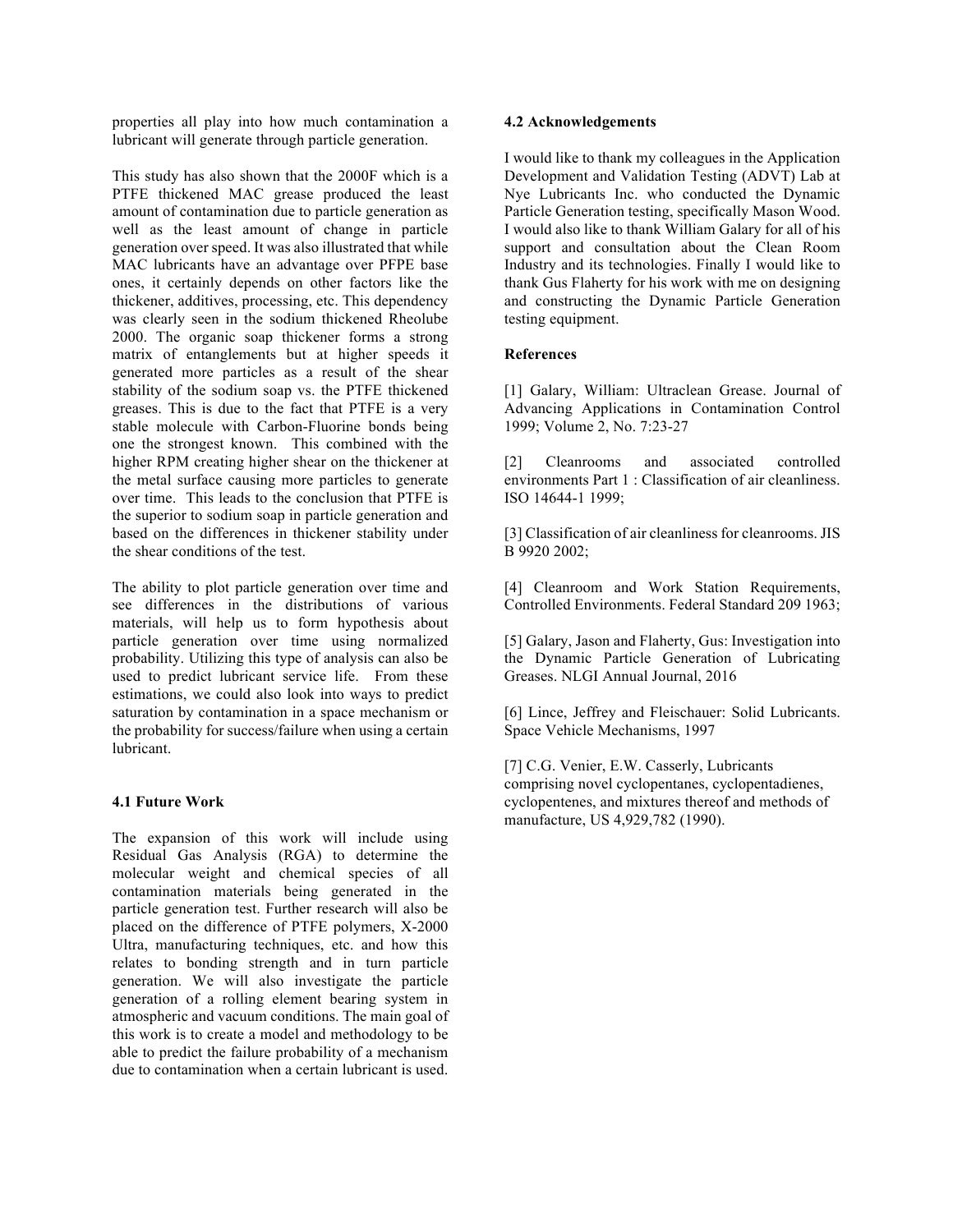properties all play into how much contamination a lubricant will generate through particle generation.

This study has also shown that the 2000F which is a PTFE thickened MAC grease produced the least amount of contamination due to particle generation as well as the least amount of change in particle generation over speed. It was also illustrated that while MAC lubricants have an advantage over PFPE base ones, it certainly depends on other factors like the thickener, additives, processing, etc. This dependency was clearly seen in the sodium thickened Rheolube 2000. The organic soap thickener forms a strong matrix of entanglements but at higher speeds it generated more particles as a result of the shear stability of the sodium soap vs. the PTFE thickened greases. This is due to the fact that PTFE is a very stable molecule with Carbon-Fluorine bonds being one the strongest known. This combined with the higher RPM creating higher shear on the thickener at the metal surface causing more particles to generate over time. This leads to the conclusion that PTFE is the superior to sodium soap in particle generation and based on the differences in thickener stability under the shear conditions of the test.

The ability to plot particle generation over time and see differences in the distributions of various materials, will help us to form hypothesis about particle generation over time using normalized probability. Utilizing this type of analysis can also be used to predict lubricant service life. From these estimations, we could also look into ways to predict saturation by contamination in a space mechanism or the probability for success/failure when using a certain lubricant.

### 4.1 Future Work

The expansion of this work will include using Residual Gas Analysis (RGA) to determine the molecular weight and chemical species of all contamination materials being generated in the particle generation test. Further research will also be placed on the difference of PTFE polymers, X-2000 Ultra, manufacturing techniques, etc. and how this relates to bonding strength and in turn particle generation. We will also investigate the particle generation of a rolling element bearing system in atmospheric and vacuum conditions. The main goal of this work is to create a model and methodology to be able to predict the failure probability of a mechanism due to contamination when a certain lubricant is used.

### 4.2 Acknowledgements

I would like to thank my colleagues in the Application Development and Validation Testing (ADVT) Lab at Nye Lubricants Inc. who conducted the Dynamic Particle Generation testing, specifically Mason Wood. I would also like to thank William Galary for all of his support and consultation about the Clean Room Industry and its technologies. Finally I would like to thank Gus Flaherty for his work with me on designing and constructing the Dynamic Particle Generation testing equipment.

### References

[1] Galary, William: Ultraclean Grease. Journal of Advancing Applications in Contamination Control 1999; Volume 2, No. 7:23-27

[2] Cleanrooms and associated controlled environments Part 1 : Classification of air cleanliness. ISO 14644-1 1999;

[3] Classification of air cleanliness for cleanrooms. JIS B 9920 2002;

[4] Cleanroom and Work Station Requirements, Controlled Environments. Federal Standard 209 1963;

[5] Galary, Jason and Flaherty, Gus: Investigation into the Dynamic Particle Generation of Lubricating Greases. NLGI Annual Journal, 2016

[6] Lince, Jeffrey and Fleischauer: Solid Lubricants. Space Vehicle Mechanisms, 1997

[7] C.G. Venier, E.W. Casserly, Lubricants comprising novel cyclopentanes, cyclopentadienes, cyclopentenes, and mixtures thereof and methods of manufacture, US 4,929,782 (1990).